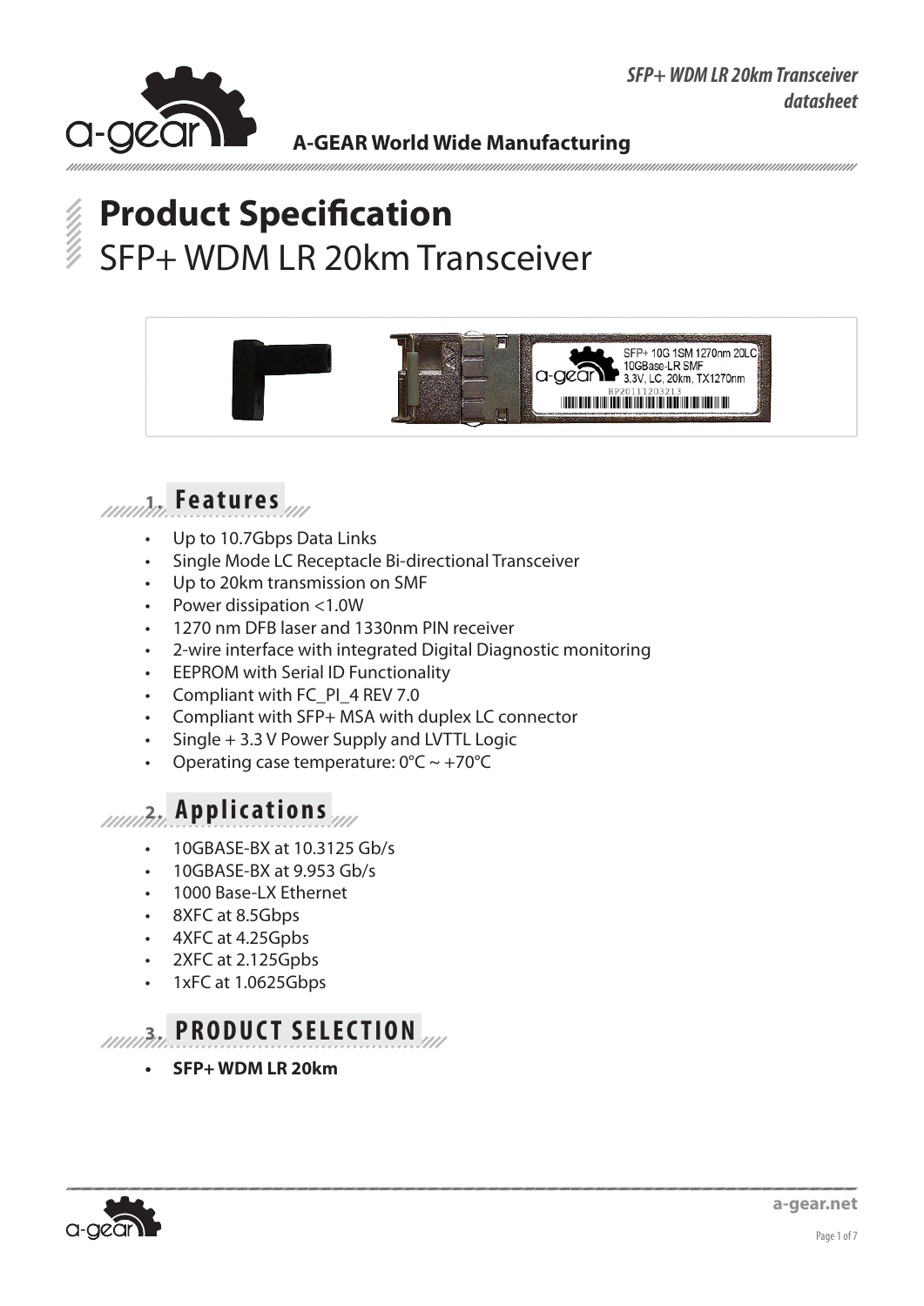# Product Specification

## SFP+ WDM LR 20km Transceiver

A-GEAR World Wide Manufacturing

## 1. Features

- Up to 10.7Gbps Data Links
- Single Mode LC Receptacle Bi-directional Transceiver
- Up to 20km transmission on SMF
- Power dissipation <1.0W
- 1270 nm DFB laser and 1330nm PIN receiver
- 2-wire interface with integrated Digital Diagnostic monitoring
- EEPROM with Serial ID Functionality
- Compliant with FC_PI_4 REV 7.0
- Compliant with SFP+ MSA with duplex LC connector
- Single + 3.3 V Power Supply and LVTTL Logic
- Operating case temperature: 0°C ~ +70°C

## 2. Applications

- 10GBASE-BX at 10.3125 Gb/s
- 10GBASE-BX at 9.953 Gb/s
- 1000 Base-LX Ethernet
- 8XFC at 8.5Gbps
- 4XFC at 4.25Gpbs
- 2XFC at 2.125Gpbs
- 1xFC at 1.0625Gbps

## 3. PRODUCT SELECTION

- **SFP+ WDM LR 20km**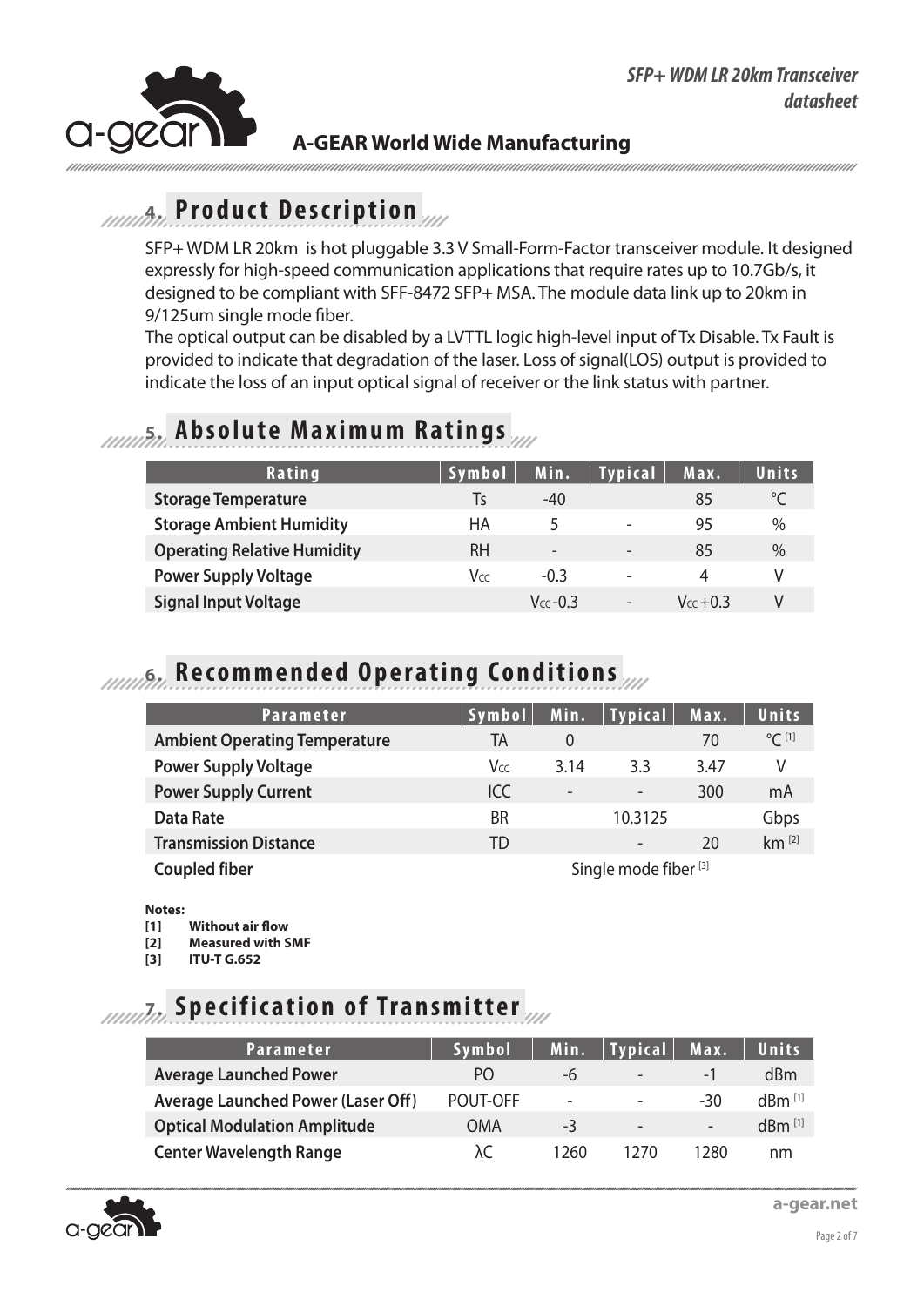## 4. Product Description

SFP+ WDM LR 20km is hot pluggable 3.3 V Small-Form-Factor transceiver module. It designed expressly for high-speed communication applications that require rates up to 10.7Gb/s, it designed to be compliant with SFF-8472 SFP+ MSA. The module data link up to 20km in 9/125um single mode fiber.
The optical output can be disabled by a LVTTL logic high-level input of Tx Disable. Tx Fault is provided to indicate that degradation of the laser. Loss of signal(LOS) output is provided to indicate the loss of an input optical signal of receiver or the link status with partner.

## 5. Absolute Maximum Ratings

| Rating | Symbol | Min. | Typical | Max. | Units |
|---|---|---|---|---|---|
| **Storage Temperature** | Ts | -40 | | 85 | °C |
| **Storage Ambient Humidity** | HA | 5 | - | 95 | % |
| **Operating Relative Humidity** | RH | - | - | 85 | % |
| **Power Supply Voltage** | $V_{CC}$ | -0.3 | - | 4 | V |
| **Signal Input Voltage** | | $V_{CC}$-0.3 | - | $V_{CC}$+0.3 | V |

## 6. Recommended Operating Conditions

| Parameter | Symbol | Min. | Typical | Max. | Units |
|---|---|---|---|---|---|
| **Ambient Operating Temperature** | TA | 0 | | 70 | °C [1] |
| **Power Supply Voltage** | $V_{CC}$ | 3.14 | 3.3 | 3.47 | V |
| **Power Supply Current** | ICC | - | - | 300 | mA |
| **Data Rate** | BR | | 10.3125 | | Gbps |
| **Transmission Distance** | TD | | - | 20 | km [2] |
| **Coupled fiber** | | | Single mode fiber [3] | | |

**Notes:**
**[1] Without air flow**
**[2] Measured with SMF**
**[3] ITU-T G.652**

## 7. Specification of Transmitter

| Parameter | Symbol | Min. | Typical | Max. | Units |
|---|---|---|---|---|---|
| **Average Launched Power** | PO | -6 | - | -1 | dBm |
| **Average Launched Power (Laser Off)** | POUT-OFF | - | - | -30 | dBm [1] |
| **Optical Modulation Amplitude** | OMA | -3 | - | - | dBm [1] |
| **Center Wavelength Range** | λC | 1260 | 1270 | 1280 | nm |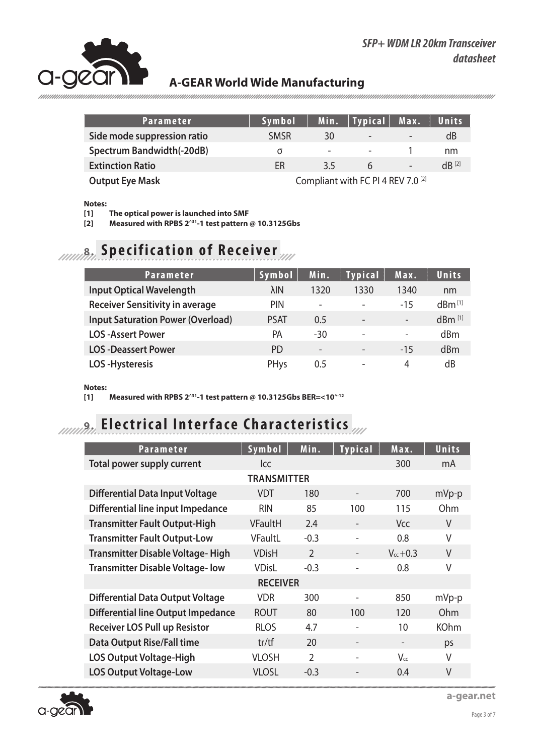| Parameter | Symbol | Min. | Typical | Max. | Units |
|---|---|---|---|---|---|
| Side mode suppression ratio | SMSR | 30 | - | - | dB |
| Spectrum Bandwidth(-20dB) | σ | - | - | 1 | nm |
| Extinction Ratio | ER | 3.5 | 6 | - | dB [2] |
| Output Eye Mask | Compliant with FC PI 4 REV 7.0 [2] | | | | |

**Notes:**

**[1] The optical power is launched into SMF**

**[2] Measured with RPBS $2^{31}$-1 test pattern @ 10.3125Gbs**

## 8. Specification of Receiver

| Parameter | Symbol | Min. | Typical | Max. | Units |
|---|---|---|---|---|---|
| Input Optical Wavelength | λIN | 1320 | 1330 | 1340 | nm |
| Receiver Sensitivity in average | PIN | - | - | -15 | dBm [1] |
| Input Saturation Power (Overload) | PSAT | 0.5 | - | - | dBm [1] |
| LOS -Assert Power | PA | -30 | - | - | dBm |
| LOS -Deassert Power | PD | - | - | -15 | dBm |
| LOS -Hysteresis | PHys | 0.5 | - | 4 | dB |

**Notes:**

**[1] Measured with RPBS $2^{31}$-1 test pattern @ 10.3125Gbs BER=<$10^{-12}$**

## 9. Electrical Interface Characteristics

| Parameter | Symbol | Min. | Typical | Max. | Units |
|---|---|---|---|---|---|
| Total power supply current | Icc | | | 300 | mA |
| | TRANSMITTER | | | | |
| Differential Data Input Voltage | VDT | 180 | - | 700 | mVp-p |
| Differential line input Impedance | RIN | 85 | 100 | 115 | Ohm |
| Transmitter Fault Output-High | VFaultH | 2.4 | - | Vcc | V |
| Transmitter Fault Output-Low | VFaultL | -0.3 | - | 0.8 | V |
| Transmitter Disable Voltage- High | VDisH | 2 | - | $V_{cc}$+0.3 | V |
| Transmitter Disable Voltage- low | VDisL | -0.3 | - | 0.8 | V |
| | RECEIVER | | | | |
| Differential Data Output Voltage | VDR | 300 | - | 850 | mVp-p |
| Differential line Output Impedance | ROUT | 80 | 100 | 120 | Ohm |
| Receiver LOS Pull up Resistor | RLOS | 4.7 | - | 10 | KOhm |
| Data Output Rise/Fall time | tr/tf | 20 | - | - | ps |
| LOS Output Voltage-High | VLOSH | 2 | - | $V_{cc}$ | V |
| LOS Output Voltage-Low | VLOSL | -0.3 | - | 0.4 | V |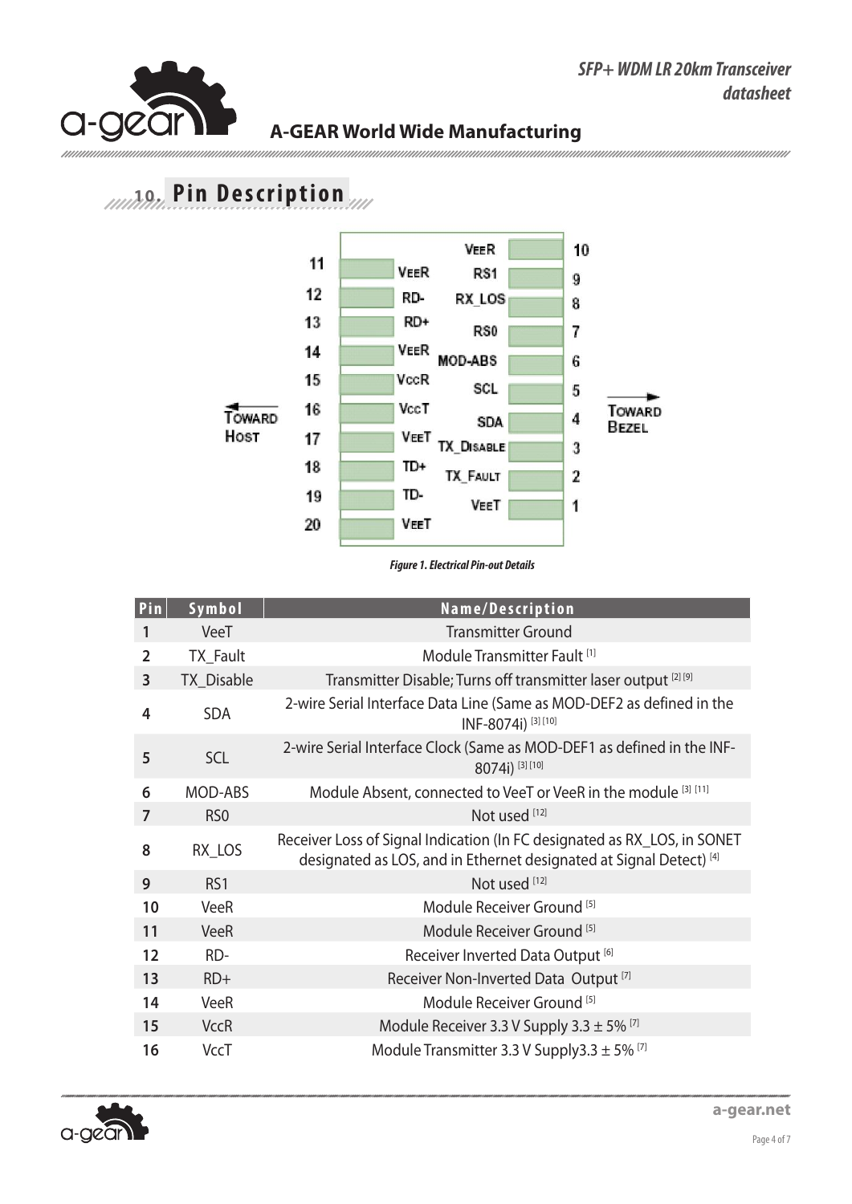## 10. Pin Description

*Figure 1. Electrical Pin-out Details*

| Pin | Symbol | Name/Description |
|---|---|---|
| 1 | VeeT | Transmitter Ground |
| 2 | TX_Fault | Module Transmitter Fault [1] |
| 3 | TX_Disable | Transmitter Disable; Turns off transmitter laser output [2] [9] |
| 4 | SDA | 2-wire Serial Interface Data Line (Same as MOD-DEF2 as defined in the INF-8074i) [3] [10] |
| 5 | SCL | 2-wire Serial Interface Clock (Same as MOD-DEF1 as defined in the INF-8074i) [3] [10] |
| 6 | MOD-ABS | Module Absent, connected to VeeT or VeeR in the module [3] [11] |
| 7 | RS0 | Not used [12] |
| 8 | RX_LOS | Receiver Loss of Signal Indication (In FC designated as RX_LOS, in SONET designated as LOS, and in Ethernet designated at Signal Detect) [4] |
| 9 | RS1 | Not used [12] |
| 10 | VeeR | Module Receiver Ground [5] |
| 11 | VeeR | Module Receiver Ground [5] |
| 12 | RD- | Receiver Inverted Data Output [6] |
| 13 | RD+ | Receiver Non-Inverted Data Output [7] |
| 14 | VeeR | Module Receiver Ground [5] |
| 15 | VccR | Module Receiver 3.3 V Supply 3.3 ± 5% [7] |
| 16 | VccT | Module Transmitter 3.3 V Supply3.3 ± 5% [7] |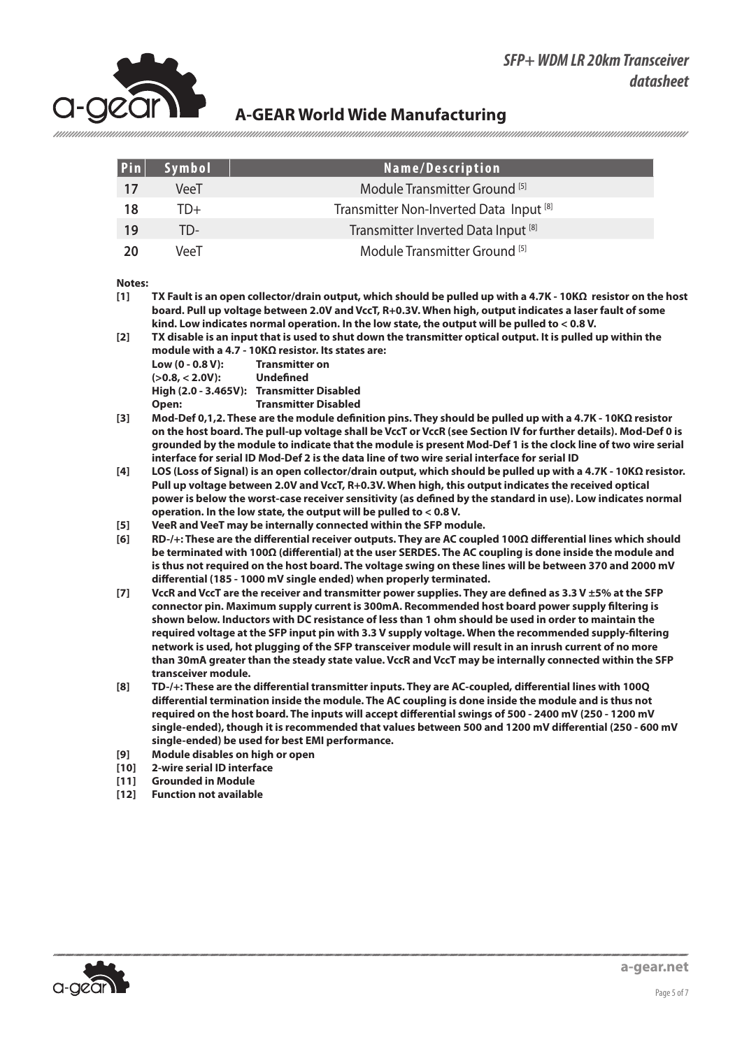| Pin | Symbol | Name/Description |
|---|---|---|
| 17 | VeeT | Module Transmitter Ground [5] |
| 18 | TD+ | Transmitter Non-Inverted Data Input [8] |
| 19 | TD- | Transmitter Inverted Data Input [8] |
| 20 | VeeT | Module Transmitter Ground [5] |

**Notes:**

**[1] TX Fault is an open collector/drain output, which should be pulled up with a 4.7K - 10KΩ resistor on the host board. Pull up voltage between 2.0V and VccT, R+0.3V. When high, output indicates a laser fault of some kind. Low indicates normal operation. In the low state, the output will be pulled to < 0.8 V.**

**[2] TX disable is an input that is used to shut down the transmitter optical output. It is pulled up within the module with a 4.7 - 10KΩ resistor. Its states are:**

| | |
|---|---|
| **Low (0 - 0.8 V):** | **Transmitter on** |
| **(>0.8, < 2.0V):** | **Undefined** |
| **High (2.0 - 3.465V):** | **Transmitter Disabled** |
| **Open:** | **Transmitter Disabled** |

**[3] Mod-Def 0,1,2. These are the module definition pins. They should be pulled up with a 4.7K - 10KΩ resistor on the host board. The pull-up voltage shall be VccT or VccR (see Section IV for further details). Mod-Def 0 is grounded by the module to indicate that the module is present Mod-Def 1 is the clock line of two wire serial interface for serial ID Mod-Def 2 is the data line of two wire serial interface for serial ID**

**[4] LOS (Loss of Signal) is an open collector/drain output, which should be pulled up with a 4.7K - 10KΩ resistor. Pull up voltage between 2.0V and VccT, R+0.3V. When high, this output indicates the received optical power is below the worst-case receiver sensitivity (as defined by the standard in use). Low indicates normal operation. In the low state, the output will be pulled to < 0.8 V.**

**[5] VeeR and VeeT may be internally connected within the SFP module.**

**[6] RD-/+: These are the differential receiver outputs. They are AC coupled 100Ω differential lines which should be terminated with 100Ω (differential) at the user SERDES. The AC coupling is done inside the module and is thus not required on the host board. The voltage swing on these lines will be between 370 and 2000 mV differential (185 - 1000 mV single ended) when properly terminated.**

**[7] VccR and VccT are the receiver and transmitter power supplies. They are defined as 3.3 V ±5% at the SFP connector pin. Maximum supply current is 300mA. Recommended host board power supply filtering is shown below. Inductors with DC resistance of less than 1 ohm should be used in order to maintain the required voltage at the SFP input pin with 3.3 V supply voltage. When the recommended supply-filtering network is used, hot plugging of the SFP transceiver module will result in an inrush current of no more than 30mA greater than the steady state value. VccR and VccT may be internally connected within the SFP transceiver module.**

**[8] TD-/+: These are the differential transmitter inputs. They are AC-coupled, differential lines with 100Q differential termination inside the module. The AC coupling is done inside the module and is thus not required on the host board. The inputs will accept differential swings of 500 - 2400 mV (250 - 1200 mV single-ended), though it is recommended that values between 500 and 1200 mV differential (250 - 600 mV single-ended) be used for best EMI performance.**

**[9] Module disables on high or open**

**[10] 2-wire serial ID interface**

**[11] Grounded in Module**

**[12] Function not available**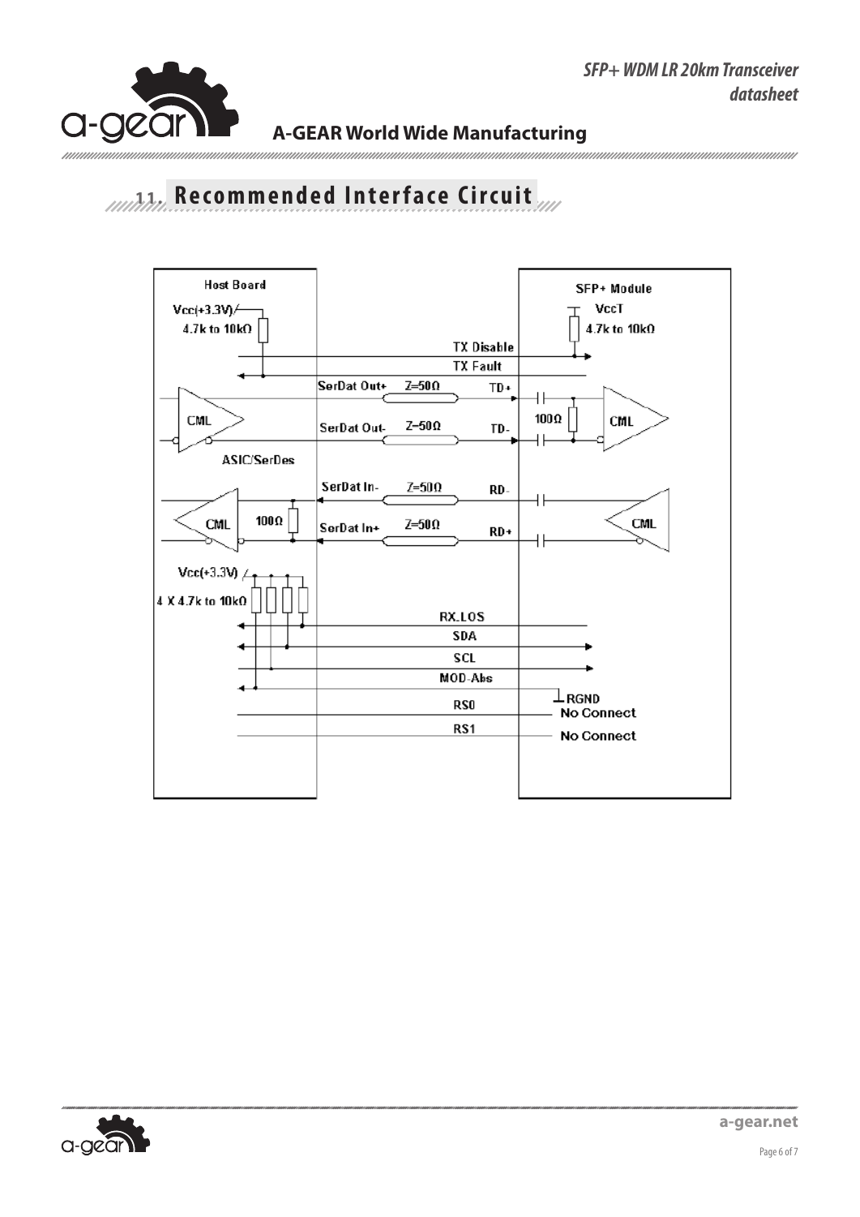## 11. Recommended Interface Circuit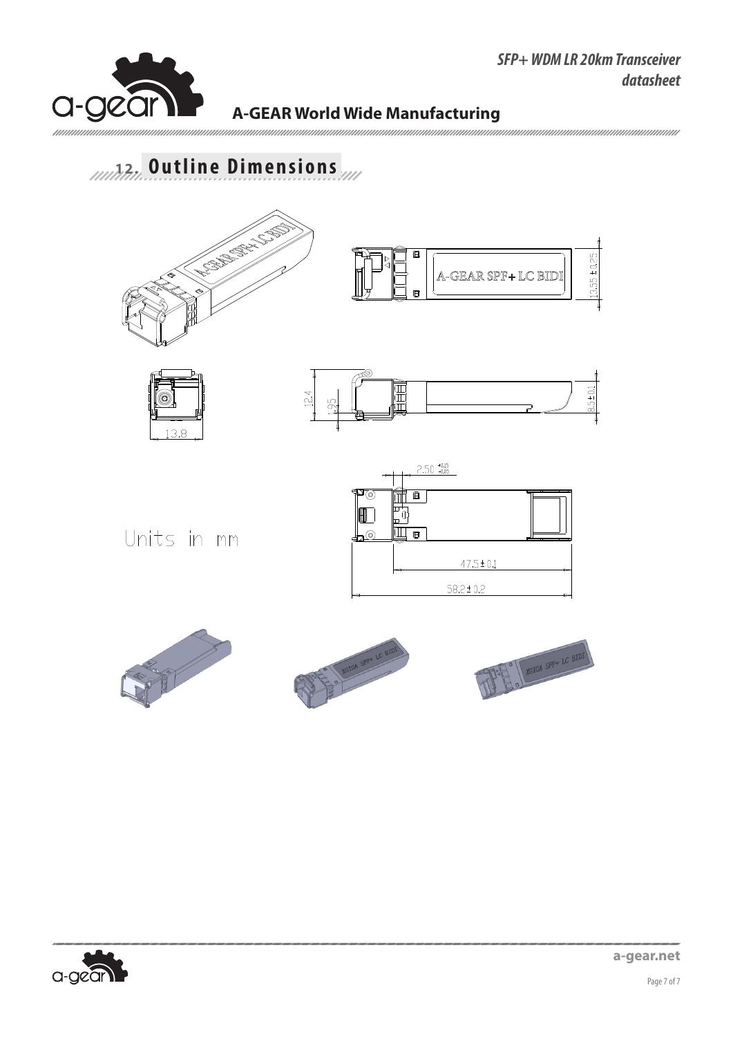## 12. Outline Dimensions

A-GEAR SPF+ LC BIDI

13.55 ± 0.25

13.8

12.4

1.95

8.5 ± 0.1

2.50 $^{+0.15}_{-0.05}$

Units in mm

47.5 ± 0.1

58.2 ± 0.2

XGIGA SFP+ LC BIDI

XGIGA SFP+ LC BIDI